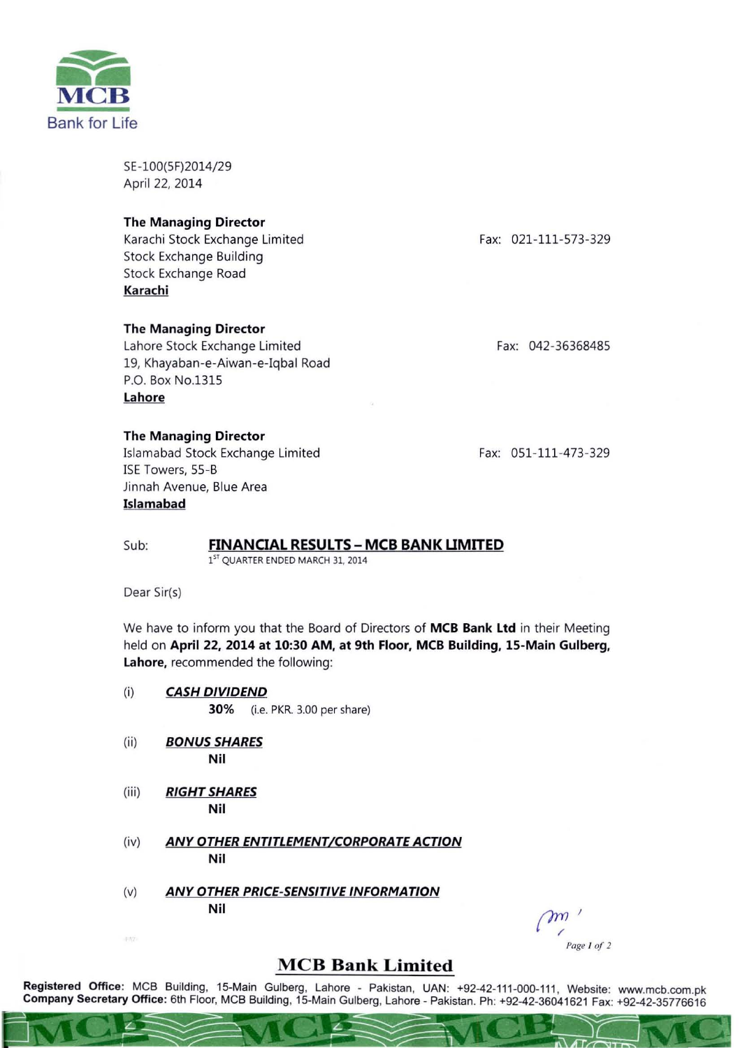MCB
Bank for Life

SE-100(5F)2014/29
April 22, 2014

**The Managing Director**
Karachi Stock Exchange Limited
Stock Exchange Building
Stock Exchange Road
**Karachi**

Fax: 021-111-573-329

**The Managing Director**
Lahore Stock Exchange Limited
19, Khayaban-e-Aiwan-e-Iqbal Road
P.O. Box No.1315
**Lahore**

Fax: 042-36368485

**The Managing Director**
Islamabad Stock Exchange Limited
ISE Towers, 55-B
Jinnah Avenue, Blue Area
**Islamabad**

Fax: 051-111-473-329

Sub: **FINANCIAL RESULTS – MCB BANK LIMITED**
1ST QUARTER ENDED MARCH 31, 2014

Dear Sir(s)

We have to inform you that the Board of Directors of **MCB Bank Ltd** in their Meeting held on **April 22, 2014 at 10:30 AM, at 9th Floor, MCB Building, 15-Main Gulberg, Lahore,** recommended the following:

(i) ***CASH DIVIDEND***
**30%** (i.e. PKR. 3.00 per share)

(ii) ***BONUS SHARES***
**Nil**

(iii) ***RIGHT SHARES***
**Nil**

(iv) ***ANY OTHER ENTITLEMENT/CORPORATE ACTION***
**Nil**

(v) ***ANY OTHER PRICE-SENSITIVE INFORMATION***
**Nil**

**MCB Bank Limited**

**Registered Office:** MCB Building, 15-Main Gulberg, Lahore - Pakistan, UAN: +92-42-111-000-111, Website: www.mcb.com.pk
**Company Secretary Office:** 6th Floor, MCB Building, 15-Main Gulberg, Lahore - Pakistan. Ph: +92-42-36041621 Fax: +92-42-35776616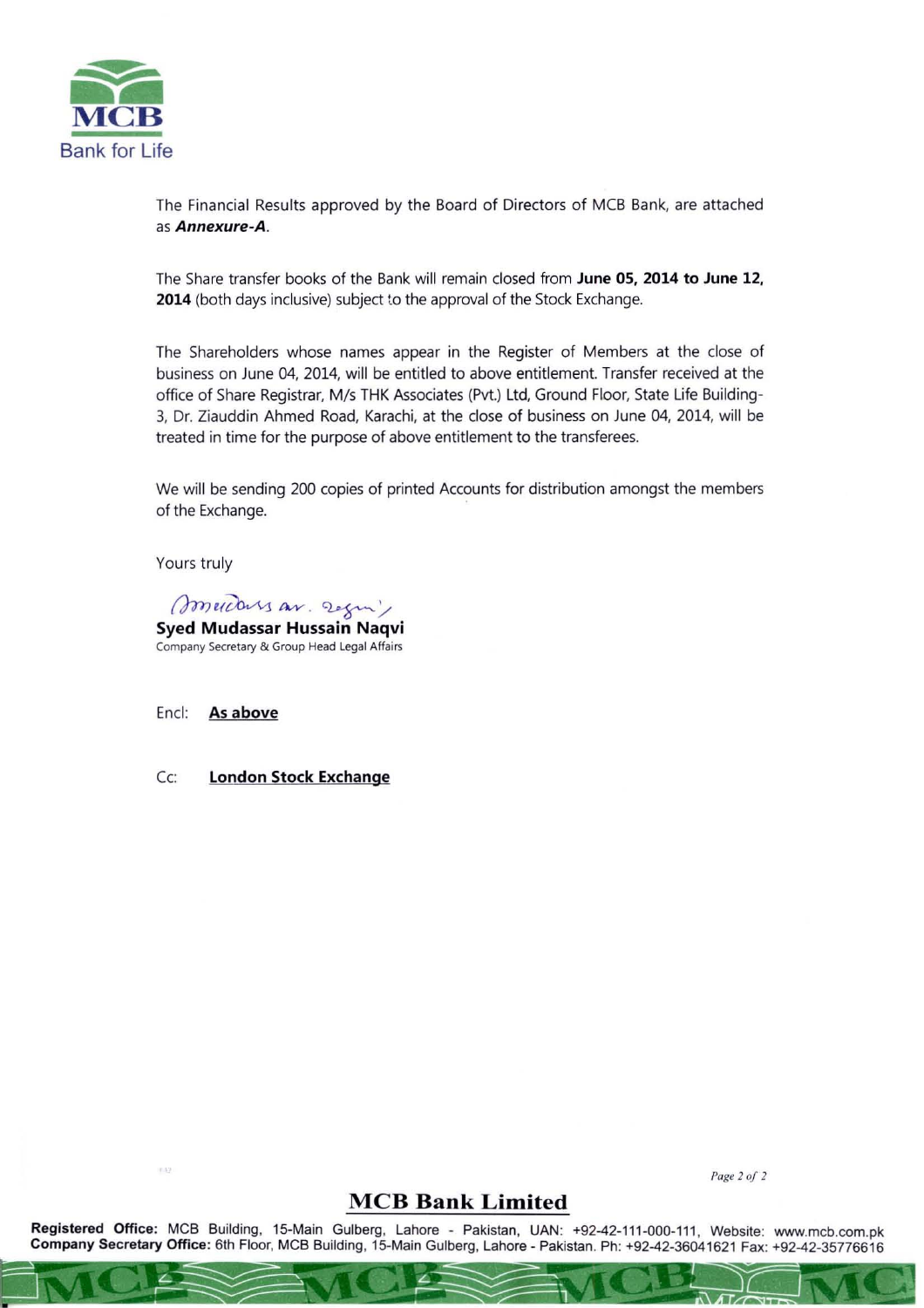The Financial Results approved by the Board of Directors of MCB Bank, are attached as ***Annexure-A***.

The Share transfer books of the Bank will remain closed from **June 05, 2014 to June 12, 2014** (both days inclusive) subject to the approval of the Stock Exchange.

The Shareholders whose names appear in the Register of Members at the close of business on June 04, 2014, will be entitled to above entitlement. Transfer received at the office of Share Registrar, M/s THK Associates (Pvt.) Ltd, Ground Floor, State Life Building-3, Dr. Ziauddin Ahmed Road, Karachi, at the close of business on June 04, 2014, will be treated in time for the purpose of above entitlement to the transferees.

We will be sending 200 copies of printed Accounts for distribution amongst the members of the Exchange.

Yours truly

**Syed Mudassar Hussain Naqvi**
Company Secretary & Group Head Legal Affairs

Encl: **As above**

Cc: **London Stock Exchange**

**MCB Bank Limited**

**Registered Office:** MCB Building, 15-Main Gulberg, Lahore - Pakistan, UAN: +92-42-111-000-111, Website: www.mcb.com.pk
**Company Secretary Office:** 6th Floor, MCB Building, 15-Main Gulberg, Lahore - Pakistan. Ph: +92-42-36041621 Fax: +92-42-35776616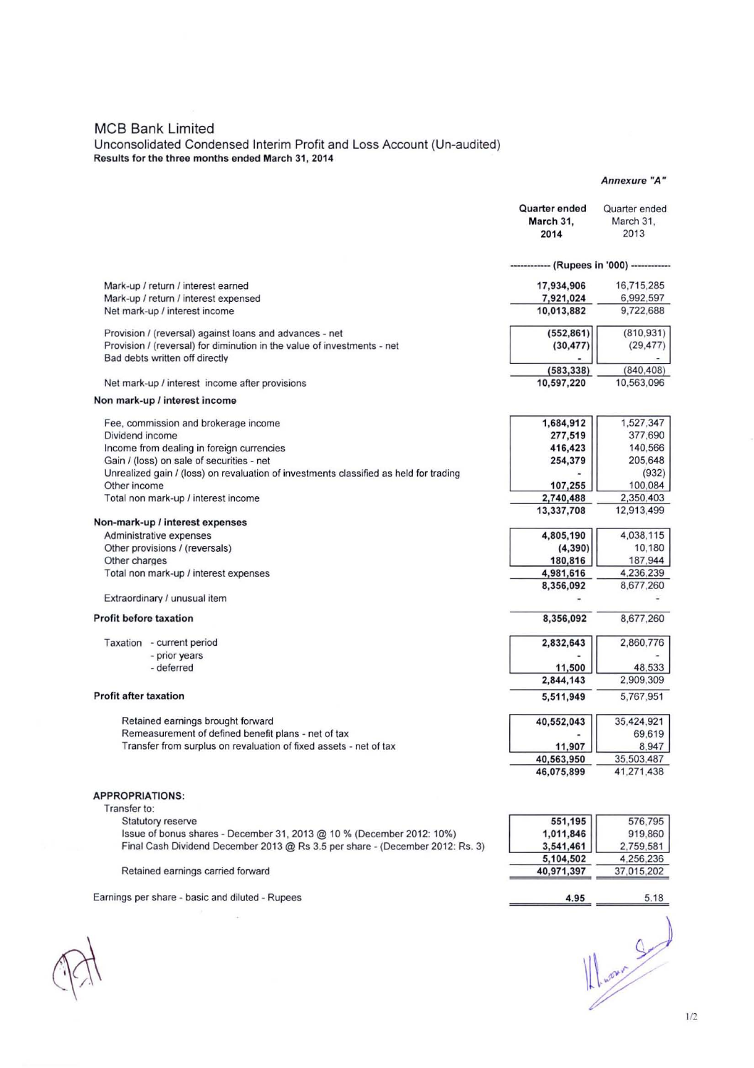MCB Bank Limited

Unconsolidated Condensed Interim Profit and Loss Account (Un-audited)

**Results for the three months ended March 31, 2014**

*Annexure "A"*

| | Quarter ended March 31, 2014 | Quarter ended March 31, 2013 |
|---|---|---|
| | ----------- (Rupees in '000) ----------- | |
| Mark-up / return / interest earned | 17,934,906 | 16,715,285 |
| Mark-up / return / interest expensed | 7,921,024 | 6,992,597 |
| Net mark-up / interest income | 10,013,882 | 9,722,688 |
| Provision / (reversal) against loans and advances - net | (552,861) | (810,931) |
| Provision / (reversal) for diminution in the value of investments - net | (30,477) | (29,477) |
| Bad debts written off directly | - | - |
| | (583,338) | (840,408) |
| Net mark-up / interest income after provisions | 10,597,220 | 10,563,096 |
| **Non mark-up / interest income** | | |
| Fee, commission and brokerage income | 1,684,912 | 1,527,347 |
| Dividend income | 277,519 | 377,690 |
| Income from dealing in foreign currencies | 416,423 | 140,566 |
| Gain / (loss) on sale of securities - net | 254,379 | 205,648 |
| Unrealized gain / (loss) on revaluation of investments classified as held for trading | - | (932) |
| Other income | 107,255 | 100,084 |
| Total non mark-up / interest income | 2,740,488 | 2,350,403 |
| | 13,337,708 | 12,913,499 |
| **Non-mark-up / interest expenses** | | |
| Administrative expenses | 4,805,190 | 4,038,115 |
| Other provisions / (reversals) | (4,390) | 10,180 |
| Other charges | 180,816 | 187,944 |
| Total non mark-up / interest expenses | 4,981,616 | 4,236,239 |
| | 8,356,092 | 8,677,260 |
| Extraordinary / unusual item | - | - |
| **Profit before taxation** | 8,356,092 | 8,677,260 |
| Taxation - current period | 2,832,643 | 2,860,776 |
| - prior years | - | - |
| - deferred | 11,500 | 48,533 |
| | 2,844,143 | 2,909,309 |
| **Profit after taxation** | 5,511,949 | 5,767,951 |
| Retained earnings brought forward | 40,552,043 | 35,424,921 |
| Remeasurement of defined benefit plans - net of tax | - | 69,619 |
| Transfer from surplus on revaluation of fixed assets - net of tax | 11,907 | 8,947 |
| | 40,563,950 | 35,503,487 |
| | 46,075,899 | 41,271,438 |
| **APPROPRIATIONS:** | | |
| Transfer to: | | |
| Statutory reserve | 551,195 | 576,795 |
| Issue of bonus shares - December 31, 2013 @ 10 % (December 2012: 10%) | 1,011,846 | 919,860 |
| Final Cash Dividend December 2013 @ Rs 3.5 per share - (December 2012: Rs. 3) | 3,541,461 | 2,759,581 |
| | 5,104,502 | 4,256,236 |
| Retained earnings carried forward | 40,971,397 | 37,015,202 |
| Earnings per share - basic and diluted - Rupees | 4.95 | 5.18 |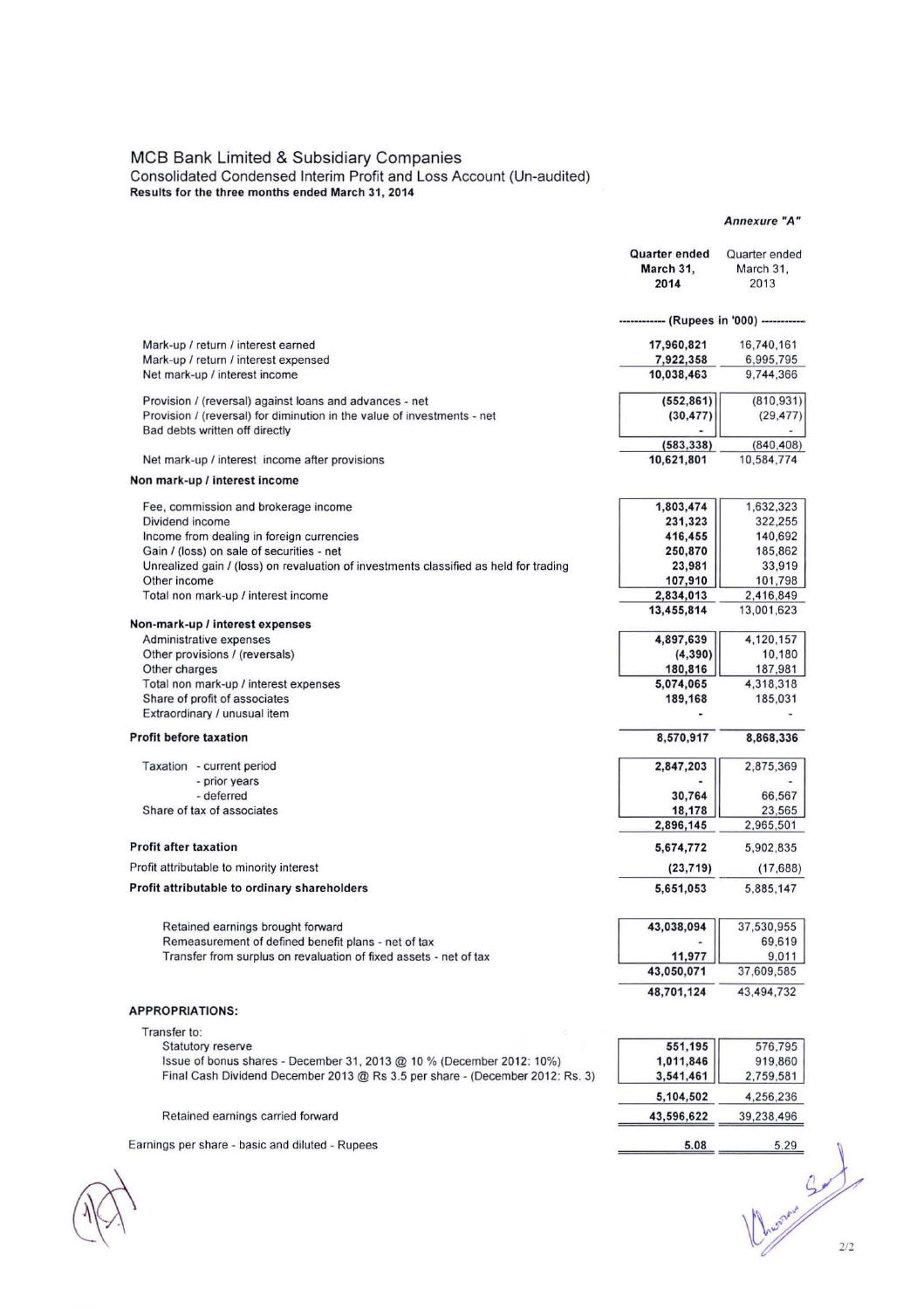## MCB Bank Limited & Subsidiary Companies

Consolidated Condensed Interim Profit and Loss Account (Un-audited)

**Results for the three months ended March 31, 2014**

*Annexure "A"*

| | Quarter ended March 31, 2014 | Quarter ended March 31, 2013 |
|---|---|---|
| | ------------ (Rupees in '000) ----------- | |
| Mark-up / return / interest earned | **17,960,821** | 16,740,161 |
| Mark-up / return / interest expensed | **7,922,358** | 6,995,795 |
| Net mark-up / interest income | **10,038,463** | 9,744,366 |
| Provision / (reversal) against loans and advances - net | **(552,861)** | (810,931) |
| Provision / (reversal) for diminution in the value of investments - net | **(30,477)** | (29,477) |
| Bad debts written off directly | **-** | - |
| | **(583,338)** | (840,408) |
| Net mark-up / interest income after provisions | **10,621,801** | 10,584,774 |
| **Non mark-up / interest income** | | |
| Fee, commission and brokerage income | **1,803,474** | 1,632,323 |
| Dividend income | **231,323** | 322,255 |
| Income from dealing in foreign currencies | **416,455** | 140,692 |
| Gain / (loss) on sale of securities - net | **250,870** | 185,862 |
| Unrealized gain / (loss) on revaluation of investments classified as held for trading | **23,981** | 33,919 |
| Other income | **107,910** | 101,798 |
| Total non mark-up / interest income | **2,834,013** | 2,416,849 |
| | **13,455,814** | 13,001,623 |
| **Non-mark-up / interest expenses** | | |
| Administrative expenses | **4,897,639** | 4,120,157 |
| Other provisions / (reversals) | **(4,390)** | 10,180 |
| Other charges | **180,816** | 187,981 |
| Total non mark-up / interest expenses | **5,074,065** | 4,318,318 |
| Share of profit of associates | **189,168** | 185,031 |
| Extraordinary / unusual item | **-** | - |
| **Profit before taxation** | **8,570,917** | **8,868,336** |
| Taxation - current period | **2,847,203** | 2,875,369 |
| - prior years | **-** | - |
| - deferred | **30,764** | 66,567 |
| Share of tax of associates | **18,178** | 23,565 |
| | **2,896,145** | 2,965,501 |
| **Profit after taxation** | **5,674,772** | 5,902,835 |
| Profit attributable to minority interest | **(23,719)** | (17,688) |
| **Profit attributable to ordinary shareholders** | **5,651,053** | 5,885,147 |
| Retained earnings brought forward | **43,038,094** | 37,530,955 |
| Remeasurement of defined benefit plans - net of tax | **-** | 69,619 |
| Transfer from surplus on revaluation of fixed assets - net of tax | **11,977** | 9,011 |
| | **43,050,071** | 37,609,585 |
| | **48,701,124** | 43,494,732 |
| **APPROPRIATIONS:** | | |
| Transfer to: | | |
| Statutory reserve | **551,195** | 576,795 |
| Issue of bonus shares - December 31, 2013 @ 10 % (December 2012: 10%) | **1,011,846** | 919,860 |
| Final Cash Dividend December 2013 @ Rs 3.5 per share - (December 2012: Rs. 3) | **3,541,461** | 2,759,581 |
| | **5,104,502** | 4,256,236 |
| Retained earnings carried forward | **43,596,622** | 39,238,496 |
| Earnings per share - basic and diluted - Rupees | **5.08** | 5.29 |